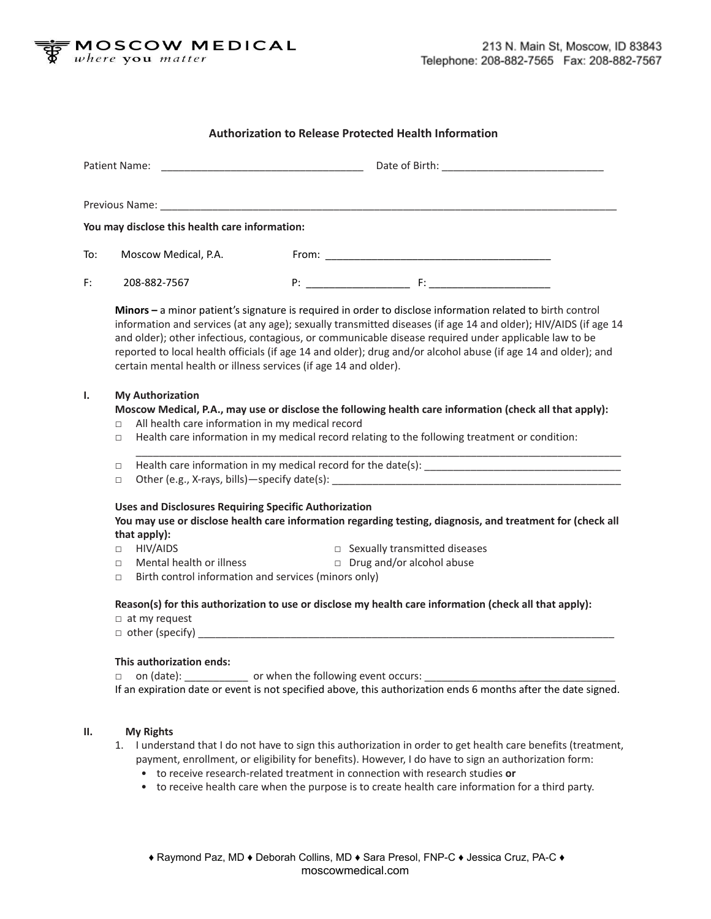MOSCOW MEDICAL
*where you matter*

213 N. Main St, Moscow, ID 83843
Telephone: 208-882-7565 Fax: 208-882-7567

## Authorization to Release Protected Health Information

Patient Name: ___________________________________ Date of Birth: ____________________________

Previous Name: ___________________________________________________________________________________

**You may disclose this health care information:**

To: Moscow Medical, P.A. From: ________________________________________

F: 208-882-7567 P: __________________ F: _____________________

**Minors –** a minor patient's signature is required in order to disclose information related to birth control information and services (at any age); sexually transmitted diseases (if age 14 and older); HIV/AIDS (if age 14 and older); other infectious, contagious, or communicable disease required under applicable law to be reported to local health officials (if age 14 and older); drug and/or alcohol abuse (if age 14 and older); and certain mental health or illness services (if age 14 and older).

**I. My Authorization**

**Moscow Medical, P.A., may use or disclose the following health care information (check all that apply):**

- □ All health care information in my medical record
- □ Health care information in my medical record relating to the following treatment or condition: ___________________________________________________________________________________________
- □ Health care information in my medical record for the date(s): ___________________________________
- □ Other (e.g., X-rays, bills)—specify date(s): ____________________________________________________

**Uses and Disclosures Requiring Specific Authorization**

**You may use or disclose health care information regarding testing, diagnosis, and treatment for (check all that apply):**

- □ HIV/AIDS
- □ Sexually transmitted diseases
- □ Mental health or illness
- □ Drug and/or alcohol abuse
- □ Birth control information and services (minors only)

**Reason(s) for this authorization to use or disclose my health care information (check all that apply):**

- □ at my request
- □ other (specify) ___________________________________________________________________________

**This authorization ends:**

□ on (date): ___________ or when the following event occurs: __________________________________

If an expiration date or event is not specified above, this authorization ends 6 months after the date signed.

**II. My Rights**

1. I understand that I do not have to sign this authorization in order to get health care benefits (treatment, payment, enrollment, or eligibility for benefits). However, I do have to sign an authorization form:
   - to receive research-related treatment in connection with research studies **or**
   - to receive health care when the purpose is to create health care information for a third party.

♦ Raymond Paz, MD ♦ Deborah Collins, MD ♦ Sara Presol, FNP-C ♦ Jessica Cruz, PA-C ♦
moscowmedical.com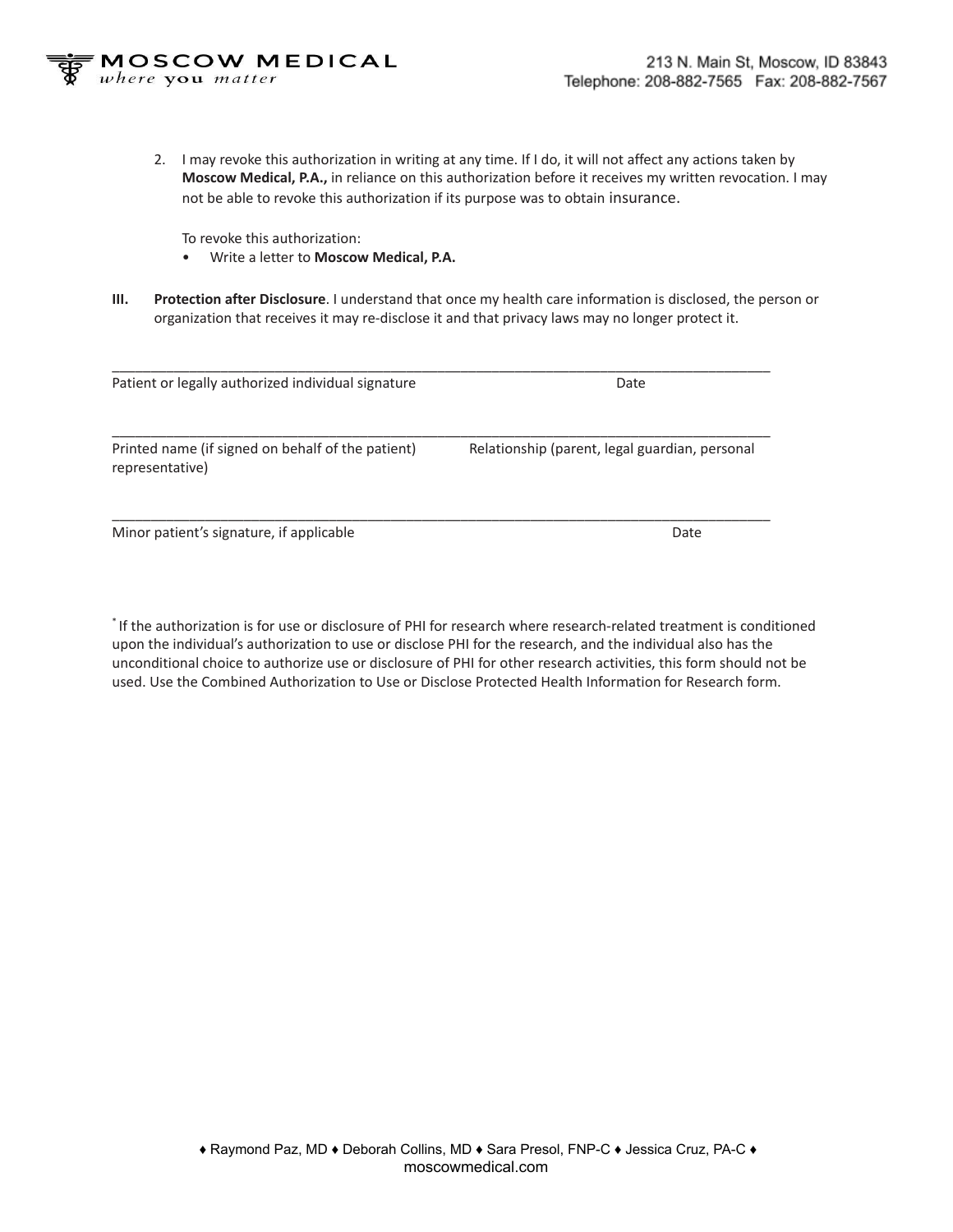2. I may revoke this authorization in writing at any time. If I do, it will not affect any actions taken by **Moscow Medical, P.A.,** in reliance on this authorization before it receives my written revocation. I may not be able to revoke this authorization if its purpose was to obtain insurance.

   To revoke this authorization:
   - Write a letter to **Moscow Medical, P.A.**

**III. Protection after Disclosure**. I understand that once my health care information is disclosed, the person or organization that receives it may re-disclose it and that privacy laws may no longer protect it.

______________________________________________________________________________________

Patient or legally authorized individual signature                                        Date

______________________________________________________________________________________

Printed name (if signed on behalf of the patient)            Relationship (parent, legal guardian, personal representative)

______________________________________________________________________________________

Minor patient's signature, if applicable                                                        Date

[*] If the authorization is for use or disclosure of PHI for research where research-related treatment is conditioned upon the individual's authorization to use or disclose PHI for the research, and the individual also has the unconditional choice to authorize use or disclosure of PHI for other research activities, this form should not be used. Use the Combined Authorization to Use or Disclose Protected Health Information for Research form.